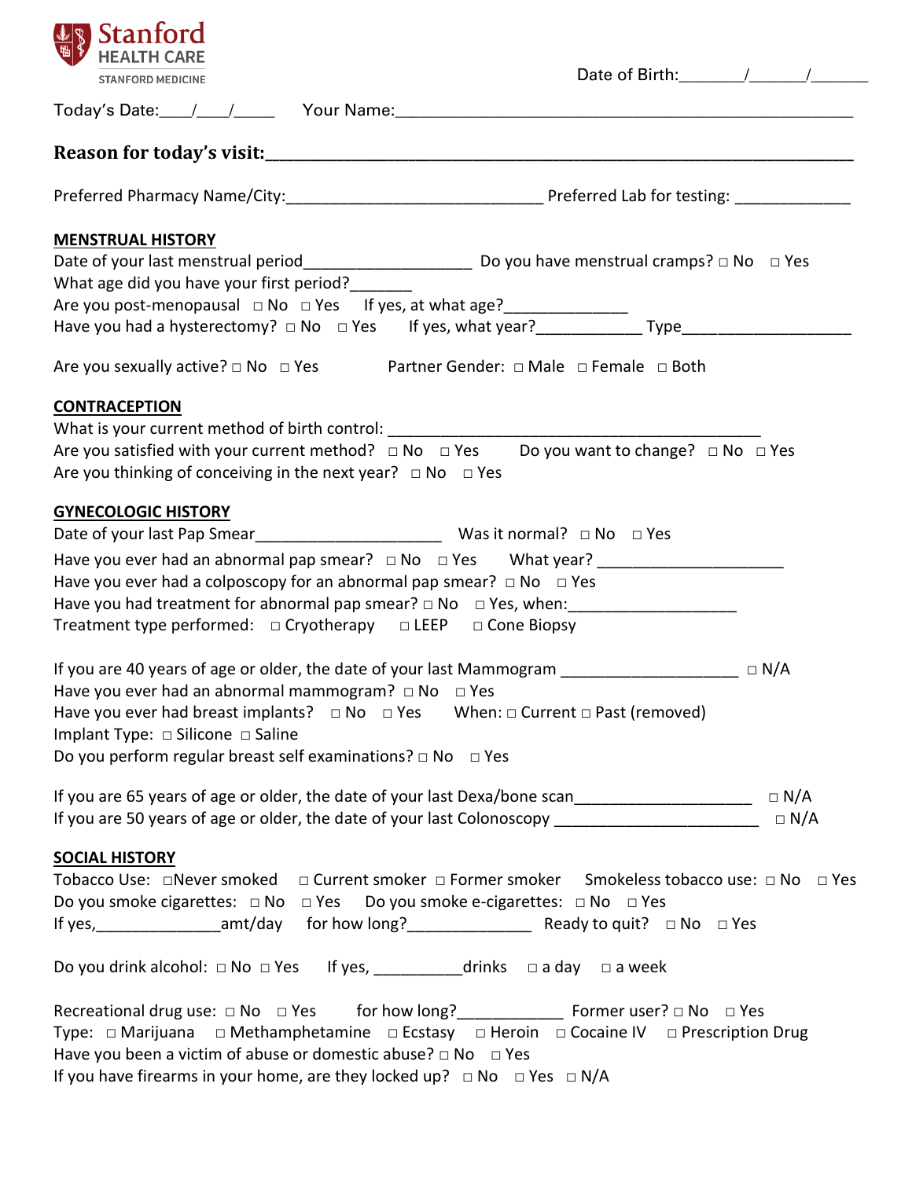Stanford HEALTH CARE
STANFORD MEDICINE

Date of Birth:\_\_\_\_\_\_\_/\_\_\_\_\_\_/\_\_\_\_\_\_\_

Today's Date:\_\_\_\_/\_\_\_\_/\_\_\_\_\_ Your Name:\_\_\_\_\_\_\_\_\_\_\_\_\_\_\_\_\_\_\_\_\_\_\_\_\_\_\_\_\_\_\_\_\_\_\_\_\_\_\_\_\_\_\_\_\_\_\_\_\_\_\_\_

**Reason for today's visit:\_\_\_\_\_\_\_\_\_\_\_\_\_\_\_\_\_\_\_\_\_\_\_\_\_\_\_\_\_\_\_\_\_\_\_\_\_\_\_\_\_\_\_\_\_\_\_\_\_\_\_\_\_\_\_\_\_\_\_\_**

Preferred Pharmacy Name/City:\_\_\_\_\_\_\_\_\_\_\_\_\_\_\_\_\_\_\_\_\_\_\_\_\_\_\_\_\_\_ Preferred Lab for testing: \_\_\_\_\_\_\_\_\_\_\_\_\_

## MENSTRUAL HISTORY

Date of your last menstrual period\_\_\_\_\_\_\_\_\_\_\_\_\_\_\_\_\_\_\_ Do you have menstrual cramps? □ No □ Yes
What age did you have your first period?\_\_\_\_\_\_\_
Are you post-menopausal □ No □ Yes If yes, at what age?\_\_\_\_\_\_\_\_\_\_\_\_\_\_
Have you had a hysterectomy? □ No □ Yes If yes, what year?\_\_\_\_\_\_\_\_\_\_\_\_ Type\_\_\_\_\_\_\_\_\_\_\_\_\_\_\_\_\_\_\_

Are you sexually active? □ No □ Yes Partner Gender: □ Male □ Female □ Both

## CONTRACEPTION

What is your current method of birth control: \_\_\_\_\_\_\_\_\_\_\_\_\_\_\_\_\_\_\_\_\_\_\_\_\_\_\_\_\_\_\_\_\_\_\_\_\_\_\_\_\_\_\_
Are you satisfied with your current method? □ No □ Yes Do you want to change? □ No □ Yes
Are you thinking of conceiving in the next year? □ No □ Yes

## GYNECOLOGIC HISTORY

Date of your last Pap Smear\_\_\_\_\_\_\_\_\_\_\_\_\_\_\_\_\_\_\_\_\_ Was it normal? □ No □ Yes
Have you ever had an abnormal pap smear? □ No □ Yes What year? \_\_\_\_\_\_\_\_\_\_\_\_\_\_\_\_\_\_\_\_\_
Have you ever had a colposcopy for an abnormal pap smear? □ No □ Yes
Have you had treatment for abnormal pap smear? □ No □ Yes, when:\_\_\_\_\_\_\_\_\_\_\_\_\_\_\_\_\_\_\_
Treatment type performed: □ Cryotherapy □ LEEP □ Cone Biopsy

If you are 40 years of age or older, the date of your last Mammogram \_\_\_\_\_\_\_\_\_\_\_\_\_\_\_\_\_\_\_\_ □ N/A
Have you ever had an abnormal mammogram? □ No □ Yes
Have you ever had breast implants? □ No □ Yes When: □ Current □ Past (removed)
Implant Type: □ Silicone □ Saline
Do you perform regular breast self examinations? □ No □ Yes

If you are 65 years of age or older, the date of your last Dexa/bone scan\_\_\_\_\_\_\_\_\_\_\_\_\_\_\_\_\_\_\_\_ □ N/A
If you are 50 years of age or older, the date of your last Colonoscopy \_\_\_\_\_\_\_\_\_\_\_\_\_\_\_\_\_\_\_\_\_\_\_ □ N/A

## SOCIAL HISTORY

Tobacco Use: □Never smoked □ Current smoker □ Former smoker Smokeless tobacco use: □ No □ Yes
Do you smoke cigarettes: □ No □ Yes Do you smoke e-cigarettes: □ No □ Yes
If yes,\_\_\_\_\_\_\_\_\_\_\_\_\_\_amt/day for how long?\_\_\_\_\_\_\_\_\_\_\_\_\_\_ Ready to quit? □ No □ Yes

Do you drink alcohol: □ No □ Yes If yes, \_\_\_\_\_\_\_\_\_\_drinks □ a day □ a week

Recreational drug use: □ No □ Yes for how long?\_\_\_\_\_\_\_\_\_\_\_\_ Former user? □ No □ Yes
Type: □ Marijuana □ Methamphetamine □ Ecstasy □ Heroin □ Cocaine IV □ Prescription Drug
Have you been a victim of abuse or domestic abuse? □ No □ Yes
If you have firearms in your home, are they locked up? □ No □ Yes □ N/A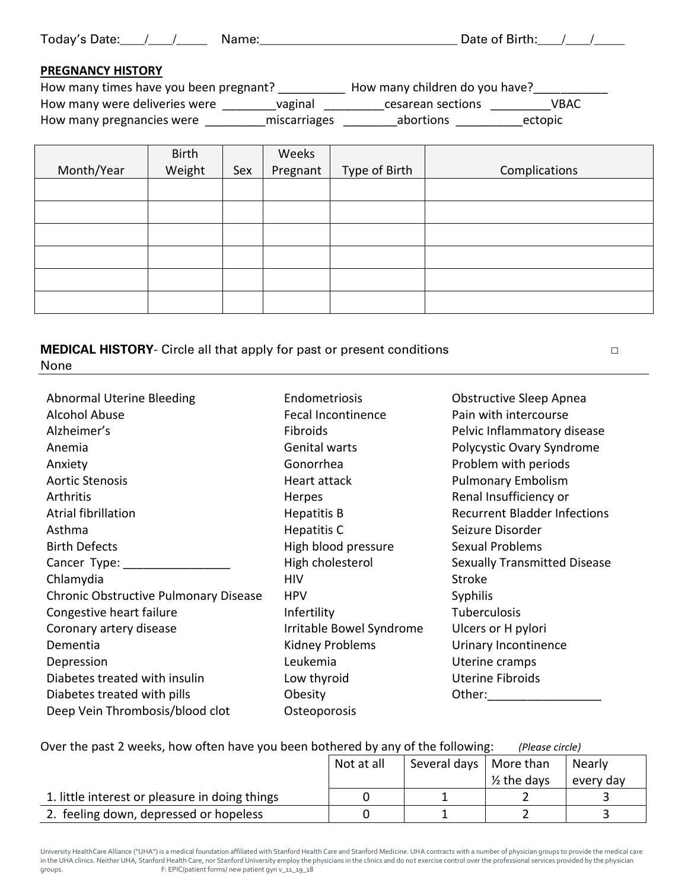Today's Date:___/___/_____ Name:______________________________ Date of Birth:___/___/_____

**PREGNANCY HISTORY**

How many times have you been pregnant? __________ How many children do you have?___________

How many were deliveries were ________vaginal _________cesarean sections _________VBAC

How many pregnancies were _________miscarriages ________abortions __________ectopic

| Month/Year | Birth Weight | Sex | Weeks Pregnant | Type of Birth | Complications |
|---|---|---|---|---|---|
| | | | | | |
| | | | | | |
| | | | | | |
| | | | | | |
| | | | | | |
| | | | | | |

**MEDICAL HISTORY**- Circle all that apply for past or present conditions ☐ None

Abnormal Uterine Bleeding
Alcohol Abuse
Alzheimer's
Anemia
Anxiety
Aortic Stenosis
Arthritis
Atrial fibrillation
Asthma
Birth Defects
Cancer Type: ________________
Chlamydia
Chronic Obstructive Pulmonary Disease
Congestive heart failure
Coronary artery disease
Dementia
Depression
Diabetes treated with insulin
Diabetes treated with pills
Deep Vein Thrombosis/blood clot
Endometriosis
Fecal Incontinence
Fibroids
Genital warts
Gonorrhea
Heart attack
Herpes
Hepatitis B
Hepatitis C
High blood pressure
High cholesterol
HIV
HPV
Infertility
Irritable Bowel Syndrome
Kidney Problems
Leukemia
Low thyroid
Obesity
Osteoporosis
Obstructive Sleep Apnea
Pain with intercourse
Pelvic Inflammatory disease
Polycystic Ovary Syndrome
Problem with periods
Pulmonary Embolism
Renal Insufficiency or
Recurrent Bladder Infections
Seizure Disorder
Sexual Problems
Sexually Transmitted Disease
Stroke
Syphilis
Tuberculosis
Ulcers or H pylori
Urinary Incontinence
Uterine cramps
Uterine Fibroids
Other:_________________

Over the past 2 weeks, how often have you been bothered by any of the following: *(Please circle)*

| | Not at all | Several days | More than ½ the days | Nearly every day |
|---|---|---|---|---|
| 1. little interest or pleasure in doing things | 0 | 1 | 2 | 3 |
| 2. feeling down, depressed or hopeless | 0 | 1 | 2 | 3 |

University HealthCare Alliance ("UHA") is a medical foundation affiliated with Stanford Health Care and Stanford Medicine. UHA contracts with a number of physician groups to provide the medical care in the UHA clinics. Neither UHA, Stanford Health Care, nor Stanford University employ the physicians in the clinics and do not exercise control over the professional services provided by the physician groups. F: EPIC/patient forms/ new patient gyn v_11_19_18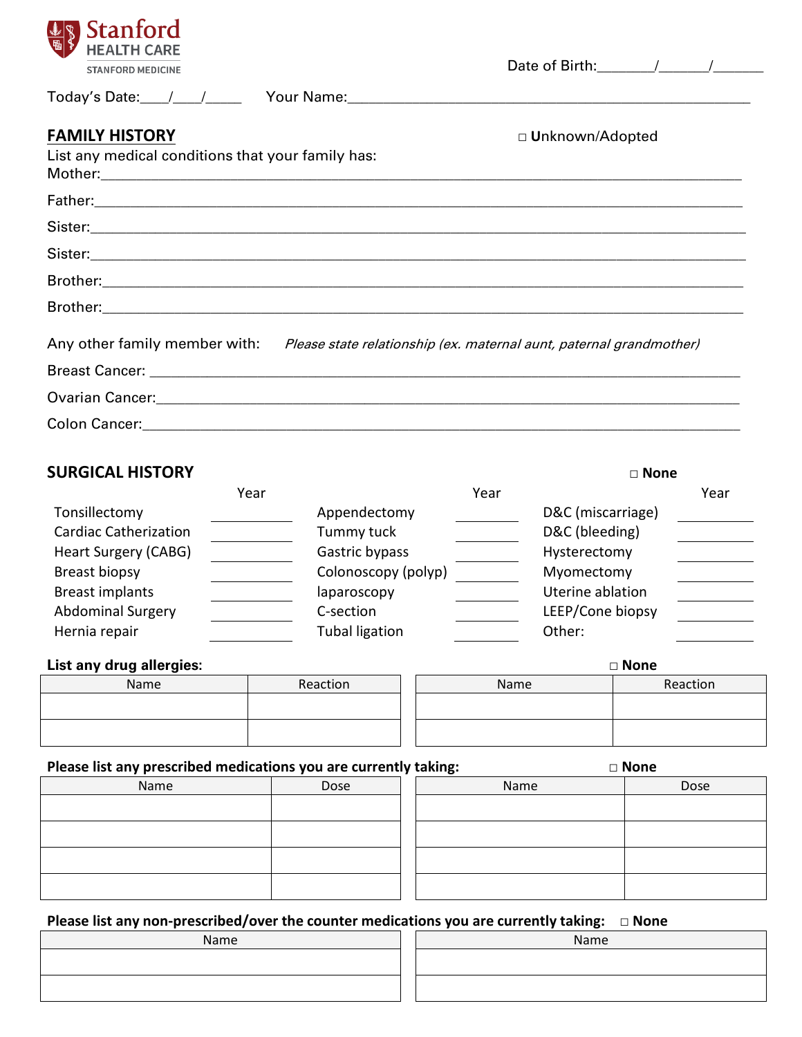Stanford HEALTH CARE
STANFORD MEDICINE

Date of Birth:_______/______/______

Today's Date:___/___/_____ Your Name:_____________________________________________

## FAMILY HISTORY

□ Unknown/Adopted

List any medical conditions that your family has:

Mother:_____________________________________________________________________

Father:_____________________________________________________________________

Sister:_____________________________________________________________________

Sister:_____________________________________________________________________

Brother:____________________________________________________________________

Brother:____________________________________________________________________

Any other family member with: *Please state relationship (ex. maternal aunt, paternal grandmother)*

Breast Cancer: ______________________________________________________________

Ovarian Cancer:______________________________________________________________

Colon Cancer:________________________________________________________________

## SURGICAL HISTORY

□ None

| | Year | | Year | | Year |
|---|---|---|---|---|---|
| Tonsillectomy | | Appendectomy | | D&C (miscarriage) | |
| Cardiac Catherization | | Tummy tuck | | D&C (bleeding) | |
| Heart Surgery (CABG) | | Gastric bypass | | Hysterectomy | |
| Breast biopsy | | Colonoscopy (polyp) | | Myomectomy | |
| Breast implants | | laparoscopy | | Uterine ablation | |
| Abdominal Surgery | | C-section | | LEEP/Cone biopsy | |
| Hernia repair | | Tubal ligation | | Other: | |

**List any drug allergies:** □ **None**

| Name | Reaction | Name | Reaction |
|---|---|---|---|
| | | | |
| | | | |

**Please list any prescribed medications you are currently taking:** □ **None**

| Name | Dose | Name | Dose |
|---|---|---|---|
| | | | |
| | | | |
| | | | |
| | | | |

**Please list any non-prescribed/over the counter medications you are currently taking:** □ **None**

| Name | Name |
|---|---|
| | |
| | |